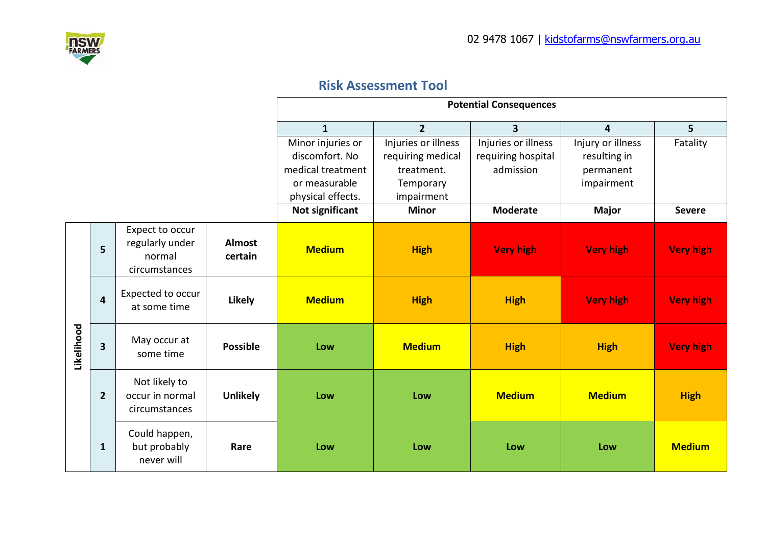02 9478 1067 | kidstofarms@nswfarmers.org.au

## Risk Assessment Tool

| Likelihood | | | | Potential Consequences | | | | |
|---|---|---|---|---|---|---|---|---|
| | | | | 1 | 2 | 3 | 4 | 5 |
| | | | | Minor injuries or discomfort. No medical treatment or measurable physical effects. | Injuries or illness requiring medical treatment. Temporary impairment | Injuries or illness requiring hospital admission | Injury or illness resulting in permanent impairment | Fatality |
| | | | | **Not significant** | **Minor** | **Moderate** | **Major** | **Severe** |
| Likelihood | **5** | Expect to occur regularly under normal circumstances | **Almost certain** | **Medium** | **High** | **Very high** | **Very high** | **Very high** |
| | **4** | Expected to occur at some time | **Likely** | **Medium** | **High** | **High** | **Very high** | **Very high** |
| | **3** | May occur at some time | **Possible** | **Low** | **Medium** | **High** | **High** | **Very high** |
| | **2** | Not likely to occur in normal circumstances | **Unlikely** | **Low** | **Low** | **Medium** | **Medium** | **High** |
| | **1** | Could happen, but probably never will | **Rare** | **Low** | **Low** | **Low** | **Low** | **Medium** |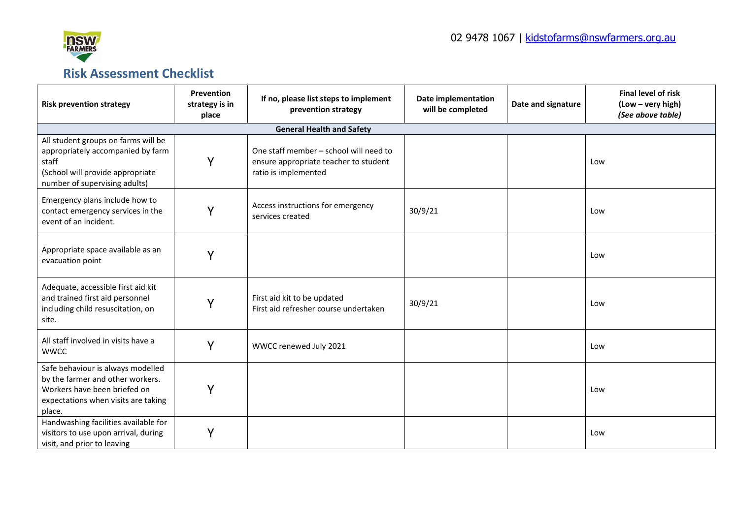02 9478 1067 | kidstofarms@nswfarmers.org.au

# Risk Assessment Checklist

| Risk prevention strategy | Prevention strategy is in place | If no, please list steps to implement prevention strategy | Date implementation will be completed | Date and signature | Final level of risk (Low – very high) *(See above table)* |
|---|---|---|---|---|---|
| **General Health and Safety** | | | | | |
| All student groups on farms will be appropriately accompanied by farm staff (School will provide appropriate number of supervising adults) | Y | One staff member – school will need to ensure appropriate teacher to student ratio is implemented | | | Low |
| Emergency plans include how to contact emergency services in the event of an incident. | Y | Access instructions for emergency services created | 30/9/21 | | Low |
| Appropriate space available as an evacuation point | Y | | | | Low |
| Adequate, accessible first aid kit and trained first aid personnel including child resuscitation, on site. | Y | First aid kit to be updated First aid refresher course undertaken | 30/9/21 | | Low |
| All staff involved in visits have a WWCC | Y | WWCC renewed July 2021 | | | Low |
| Safe behaviour is always modelled by the farmer and other workers. Workers have been briefed on expectations when visits are taking place. | Y | | | | Low |
| Handwashing facilities available for visitors to use upon arrival, during visit, and prior to leaving | Y | | | | Low |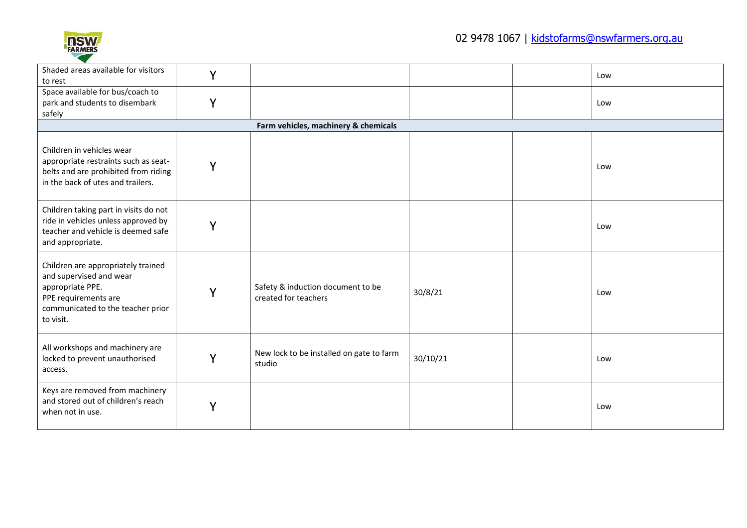| | | | | | |
|---|---|---|---|---|---|
| Shaded areas available for visitors to rest | Y | | | | Low |
| Space available for bus/coach to park and students to disembark safely | Y | | | | Low |
| **Farm vehicles, machinery & chemicals** | | | | | |
| Children in vehicles wear appropriate restraints such as seat-belts and are prohibited from riding in the back of utes and trailers. | Y | | | | Low |
| Children taking part in visits do not ride in vehicles unless approved by teacher and vehicle is deemed safe and appropriate. | Y | | | | Low |
| Children are appropriately trained and supervised and wear appropriate PPE. PPE requirements are communicated to the teacher prior to visit. | Y | Safety & induction document to be created for teachers | 30/8/21 | | Low |
| All workshops and machinery are locked to prevent unauthorised access. | Y | New lock to be installed on gate to farm studio | 30/10/21 | | Low |
| Keys are removed from machinery and stored out of children's reach when not in use. | Y | | | | Low |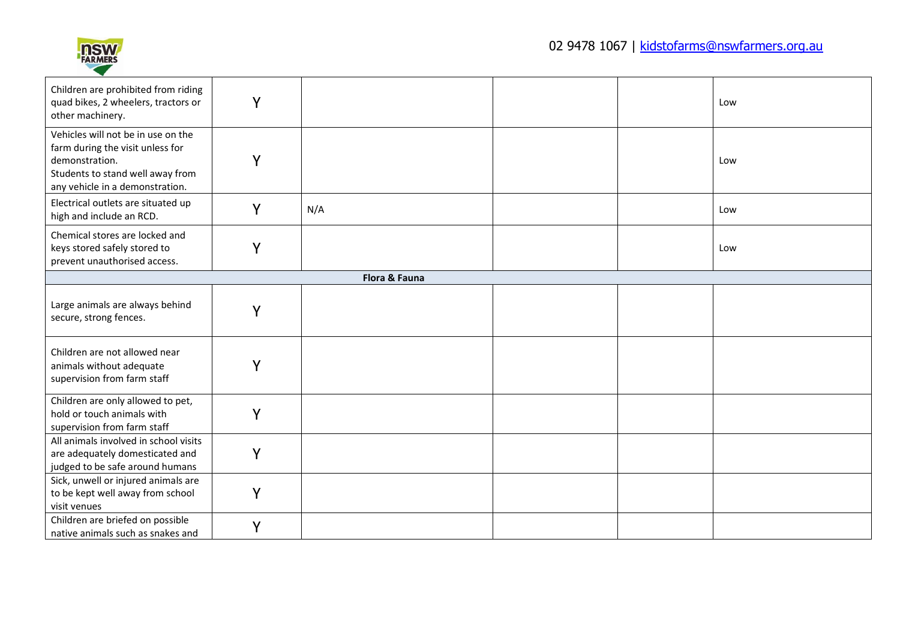| | | | | | |
|---|---|---|---|---|---|
| Children are prohibited from riding quad bikes, 2 wheelers, tractors or other machinery. | Y | | | | Low |
| Vehicles will not be in use on the farm during the visit unless for demonstration. Students to stand well away from any vehicle in a demonstration. | Y | | | | Low |
| Electrical outlets are situated up high and include an RCD. | Y | N/A | | | Low |
| Chemical stores are locked and keys stored safely stored to prevent unauthorised access. | Y | | | | Low |
| **Flora & Fauna** | | | | | |
| Large animals are always behind secure, strong fences. | Y | | | | |
| Children are not allowed near animals without adequate supervision from farm staff | Y | | | | |
| Children are only allowed to pet, hold or touch animals with supervision from farm staff | Y | | | | |
| All animals involved in school visits are adequately domesticated and judged to be safe around humans | Y | | | | |
| Sick, unwell or injured animals are to be kept well away from school visit venues | Y | | | | |
| Children are briefed on possible native animals such as snakes and | Y | | | | |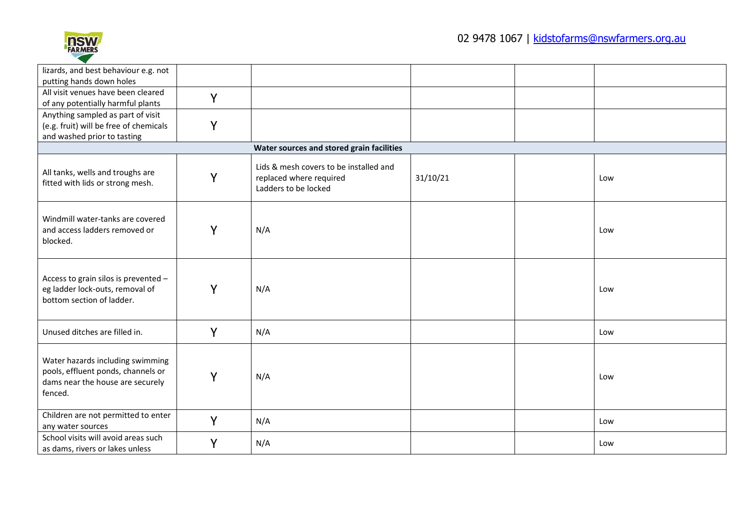| | | | | | |
|---|---|---|---|---|---|
| lizards, and best behaviour e.g. not putting hands down holes | | | | | |
| All visit venues have been cleared of any potentially harmful plants | Y | | | | |
| Anything sampled as part of visit (e.g. fruit) will be free of chemicals and washed prior to tasting | Y | | | | |
| **Water sources and stored grain facilities** | | | | | |
| All tanks, wells and troughs are fitted with lids or strong mesh. | Y | Lids & mesh covers to be installed and replaced where required<br>Ladders to be locked | 31/10/21 | | Low |
| Windmill water-tanks are covered and access ladders removed or blocked. | Y | N/A | | | Low |
| Access to grain silos is prevented – eg ladder lock-outs, removal of bottom section of ladder. | Y | N/A | | | Low |
| Unused ditches are filled in. | Y | N/A | | | Low |
| Water hazards including swimming pools, effluent ponds, channels or dams near the house are securely fenced. | Y | N/A | | | Low |
| Children are not permitted to enter any water sources | Y | N/A | | | Low |
| School visits will avoid areas such as dams, rivers or lakes unless | Y | N/A | | | Low |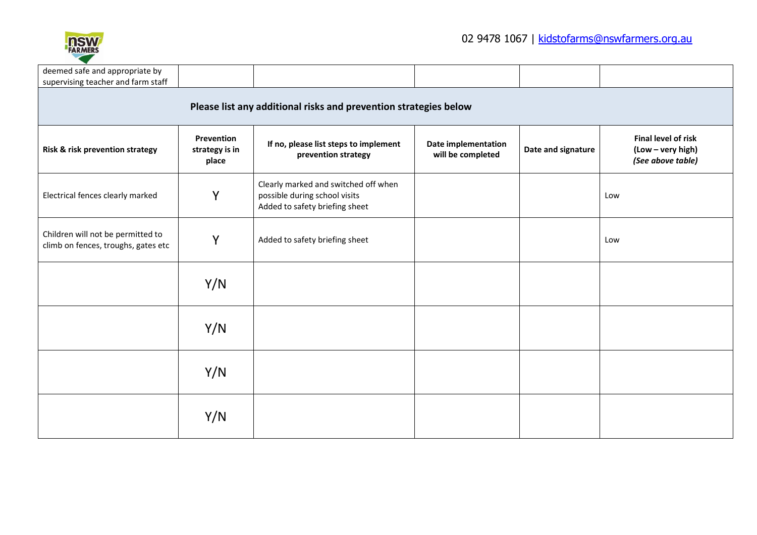| | | | | | |
|---|---|---|---|---|---|
| deemed safe and appropriate by supervising teacher and farm staff | | | | | |

**Please list any additional risks and prevention strategies below**

| Risk & risk prevention strategy | Prevention strategy is in place | If no, please list steps to implement prevention strategy | Date implementation will be completed | Date and signature | Final level of risk (Low – very high) *(See above table)* |
|---|---|---|---|---|---|
| Electrical fences clearly marked | Y | Clearly marked and switched off when possible during school visits<br>Added to safety briefing sheet | | | Low |
| Children will not be permitted to climb on fences, troughs, gates etc | Y | Added to safety briefing sheet | | | Low |
| | Y/N | | | | |
| | Y/N | | | | |
| | Y/N | | | | |
| | Y/N | | | | |